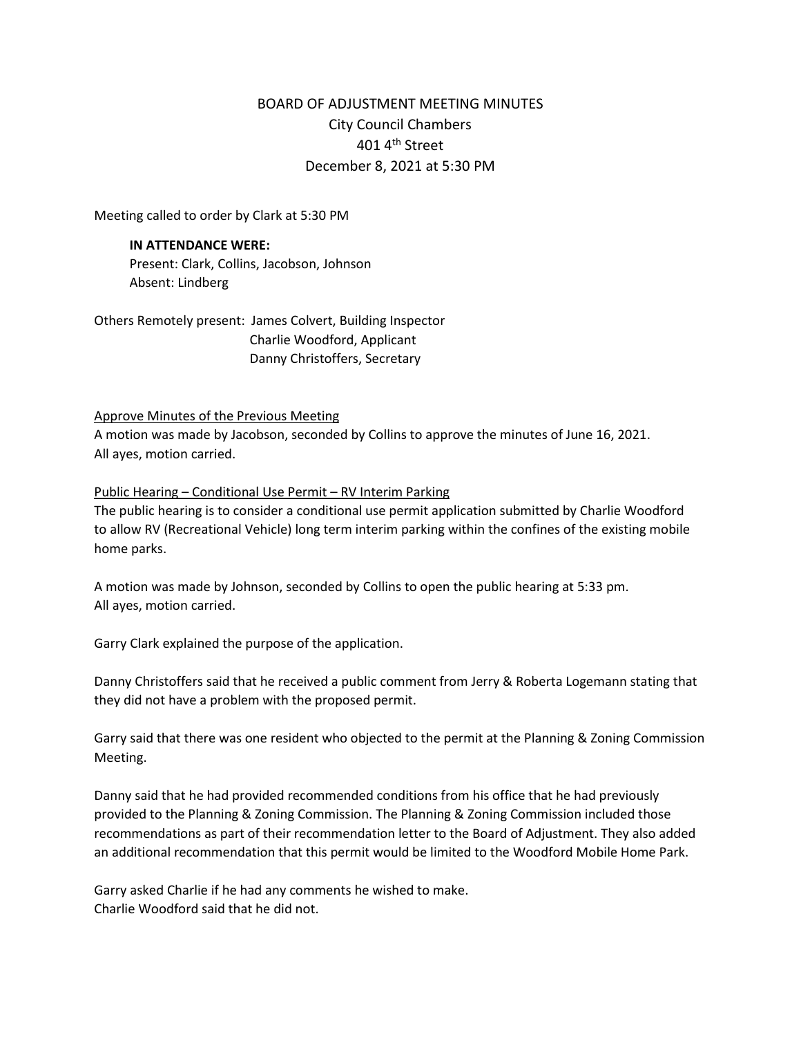# BOARD OF ADJUSTMENT MEETING MINUTES

City Council Chambers
401 4th Street
December 8, 2021 at 5:30 PM

Meeting called to order by Clark at 5:30 PM

**IN ATTENDANCE WERE:**
Present: Clark, Collins, Jacobson, Johnson
Absent: Lindberg

Others Remotely present: James Colvert, Building Inspector
Charlie Woodford, Applicant
Danny Christoffers, Secretary

<u>Approve Minutes of the Previous Meeting</u>

A motion was made by Jacobson, seconded by Collins to approve the minutes of June 16, 2021. All ayes, motion carried.

<u>Public Hearing – Conditional Use Permit – RV Interim Parking</u>

The public hearing is to consider a conditional use permit application submitted by Charlie Woodford to allow RV (Recreational Vehicle) long term interim parking within the confines of the existing mobile home parks.

A motion was made by Johnson, seconded by Collins to open the public hearing at 5:33 pm. All ayes, motion carried.

Garry Clark explained the purpose of the application.

Danny Christoffers said that he received a public comment from Jerry & Roberta Logemann stating that they did not have a problem with the proposed permit.

Garry said that there was one resident who objected to the permit at the Planning & Zoning Commission Meeting.

Danny said that he had provided recommended conditions from his office that he had previously provided to the Planning & Zoning Commission. The Planning & Zoning Commission included those recommendations as part of their recommendation letter to the Board of Adjustment. They also added an additional recommendation that this permit would be limited to the Woodford Mobile Home Park.

Garry asked Charlie if he had any comments he wished to make.
Charlie Woodford said that he did not.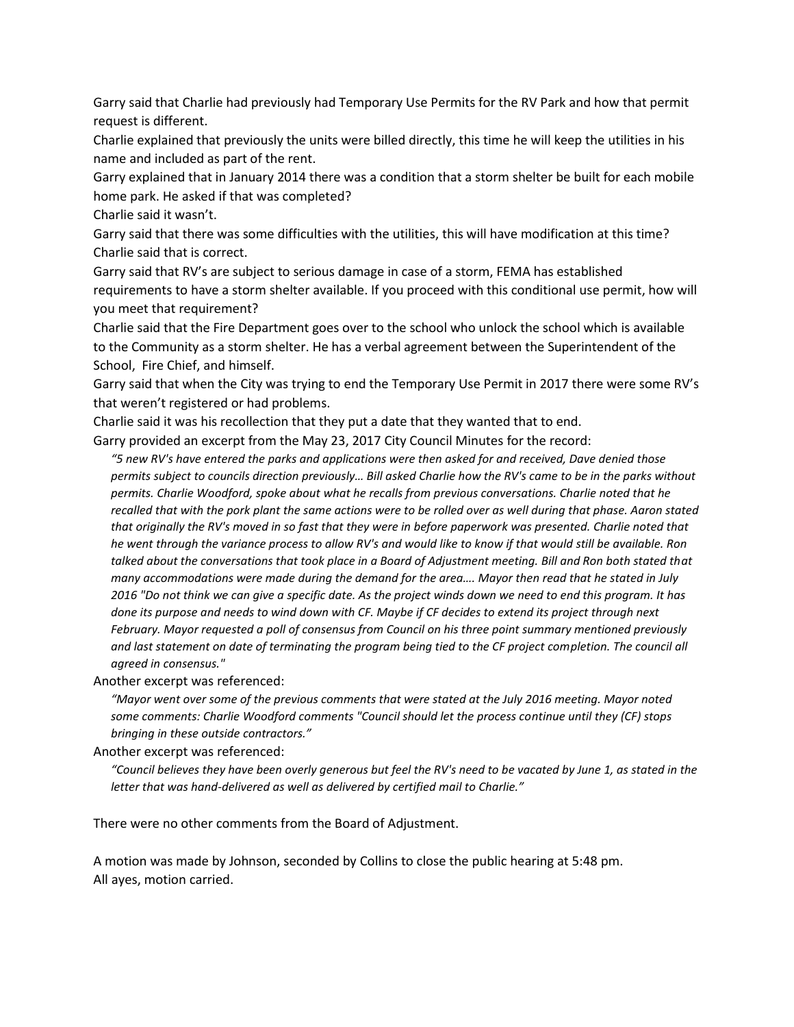Garry said that Charlie had previously had Temporary Use Permits for the RV Park and how that permit request is different.

Charlie explained that previously the units were billed directly, this time he will keep the utilities in his name and included as part of the rent.

Garry explained that in January 2014 there was a condition that a storm shelter be built for each mobile home park. He asked if that was completed?

Charlie said it wasn't.

Garry said that there was some difficulties with the utilities, this will have modification at this time?

Charlie said that is correct.

Garry said that RV's are subject to serious damage in case of a storm, FEMA has established requirements to have a storm shelter available. If you proceed with this conditional use permit, how will you meet that requirement?

Charlie said that the Fire Department goes over to the school who unlock the school which is available to the Community as a storm shelter. He has a verbal agreement between the Superintendent of the School, Fire Chief, and himself.

Garry said that when the City was trying to end the Temporary Use Permit in 2017 there were some RV's that weren't registered or had problems.

Charlie said it was his recollection that they put a date that they wanted that to end.

Garry provided an excerpt from the May 23, 2017 City Council Minutes for the record:

> *"5 new RV's have entered the parks and applications were then asked for and received, Dave denied those permits subject to councils direction previously… Bill asked Charlie how the RV's came to be in the parks without permits. Charlie Woodford, spoke about what he recalls from previous conversations. Charlie noted that he recalled that with the pork plant the same actions were to be rolled over as well during that phase. Aaron stated that originally the RV's moved in so fast that they were in before paperwork was presented. Charlie noted that he went through the variance process to allow RV's and would like to know if that would still be available. Ron talked about the conversations that took place in a Board of Adjustment meeting. Bill and Ron both stated that many accommodations were made during the demand for the area…. Mayor then read that he stated in July 2016 "Do not think we can give a specific date. As the project winds down we need to end this program. It has done its purpose and needs to wind down with CF. Maybe if CF decides to extend its project through next February. Mayor requested a poll of consensus from Council on his three point summary mentioned previously and last statement on date of terminating the program being tied to the CF project completion. The council all agreed in consensus."*

Another excerpt was referenced:

> *"Mayor went over some of the previous comments that were stated at the July 2016 meeting. Mayor noted some comments: Charlie Woodford comments "Council should let the process continue until they (CF) stops bringing in these outside contractors."*

Another excerpt was referenced:

> *"Council believes they have been overly generous but feel the RV's need to be vacated by June 1, as stated in the letter that was hand-delivered as well as delivered by certified mail to Charlie."*

There were no other comments from the Board of Adjustment.

A motion was made by Johnson, seconded by Collins to close the public hearing at 5:48 pm.
All ayes, motion carried.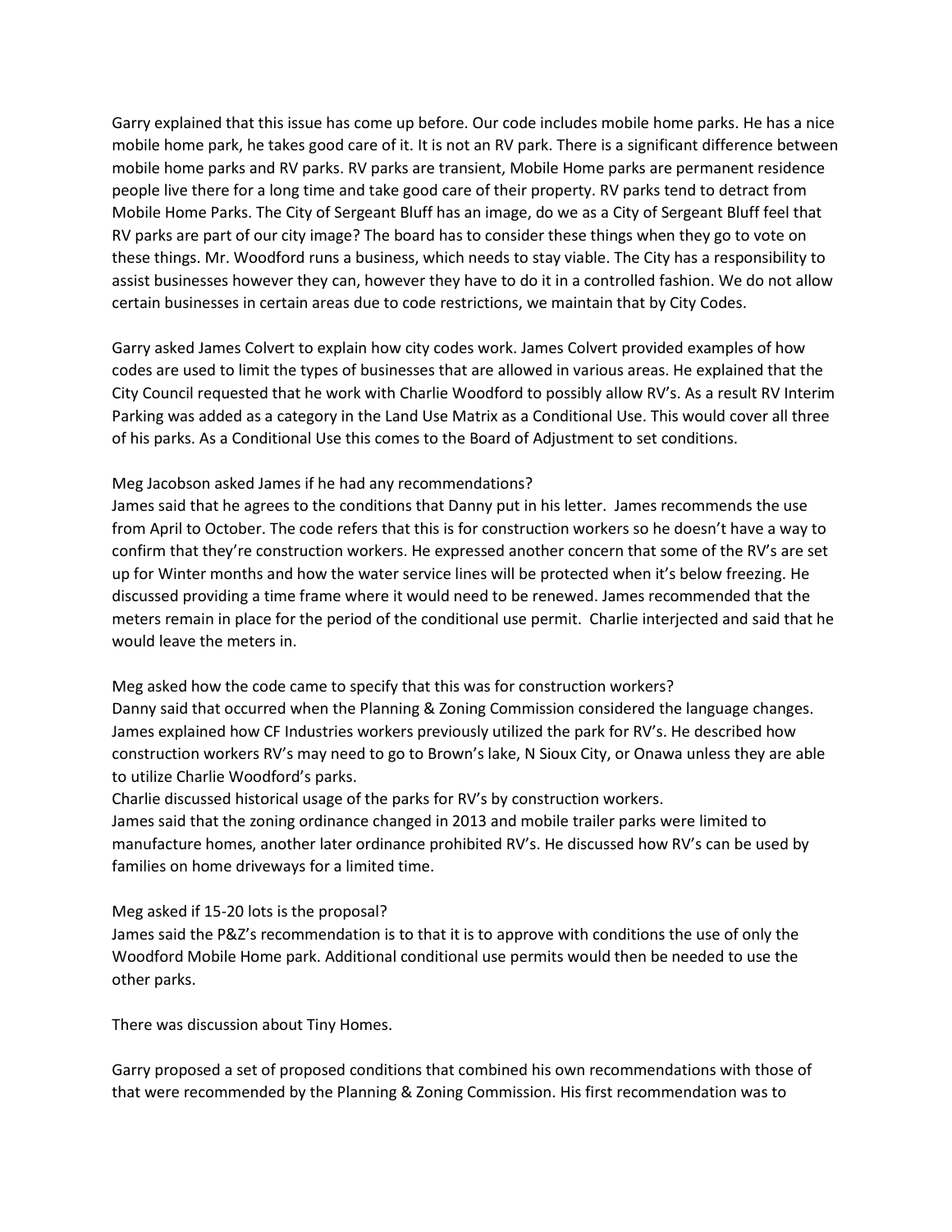Garry explained that this issue has come up before. Our code includes mobile home parks. He has a nice mobile home park, he takes good care of it. It is not an RV park. There is a significant difference between mobile home parks and RV parks. RV parks are transient, Mobile Home parks are permanent residence people live there for a long time and take good care of their property. RV parks tend to detract from Mobile Home Parks. The City of Sergeant Bluff has an image, do we as a City of Sergeant Bluff feel that RV parks are part of our city image? The board has to consider these things when they go to vote on these things. Mr. Woodford runs a business, which needs to stay viable. The City has a responsibility to assist businesses however they can, however they have to do it in a controlled fashion. We do not allow certain businesses in certain areas due to code restrictions, we maintain that by City Codes.

Garry asked James Colvert to explain how city codes work. James Colvert provided examples of how codes are used to limit the types of businesses that are allowed in various areas. He explained that the City Council requested that he work with Charlie Woodford to possibly allow RV's. As a result RV Interim Parking was added as a category in the Land Use Matrix as a Conditional Use. This would cover all three of his parks. As a Conditional Use this comes to the Board of Adjustment to set conditions.

Meg Jacobson asked James if he had any recommendations?
James said that he agrees to the conditions that Danny put in his letter. James recommends the use from April to October. The code refers that this is for construction workers so he doesn't have a way to confirm that they're construction workers. He expressed another concern that some of the RV's are set up for Winter months and how the water service lines will be protected when it's below freezing. He discussed providing a time frame where it would need to be renewed. James recommended that the meters remain in place for the period of the conditional use permit. Charlie interjected and said that he would leave the meters in.

Meg asked how the code came to specify that this was for construction workers?
Danny said that occurred when the Planning & Zoning Commission considered the language changes. James explained how CF Industries workers previously utilized the park for RV's. He described how construction workers RV's may need to go to Brown's lake, N Sioux City, or Onawa unless they are able to utilize Charlie Woodford's parks.
Charlie discussed historical usage of the parks for RV's by construction workers.
James said that the zoning ordinance changed in 2013 and mobile trailer parks were limited to manufacture homes, another later ordinance prohibited RV's. He discussed how RV's can be used by families on home driveways for a limited time.

Meg asked if 15-20 lots is the proposal?
James said the P&Z's recommendation is to that it is to approve with conditions the use of only the Woodford Mobile Home park. Additional conditional use permits would then be needed to use the other parks.

There was discussion about Tiny Homes.

Garry proposed a set of proposed conditions that combined his own recommendations with those of that were recommended by the Planning & Zoning Commission. His first recommendation was to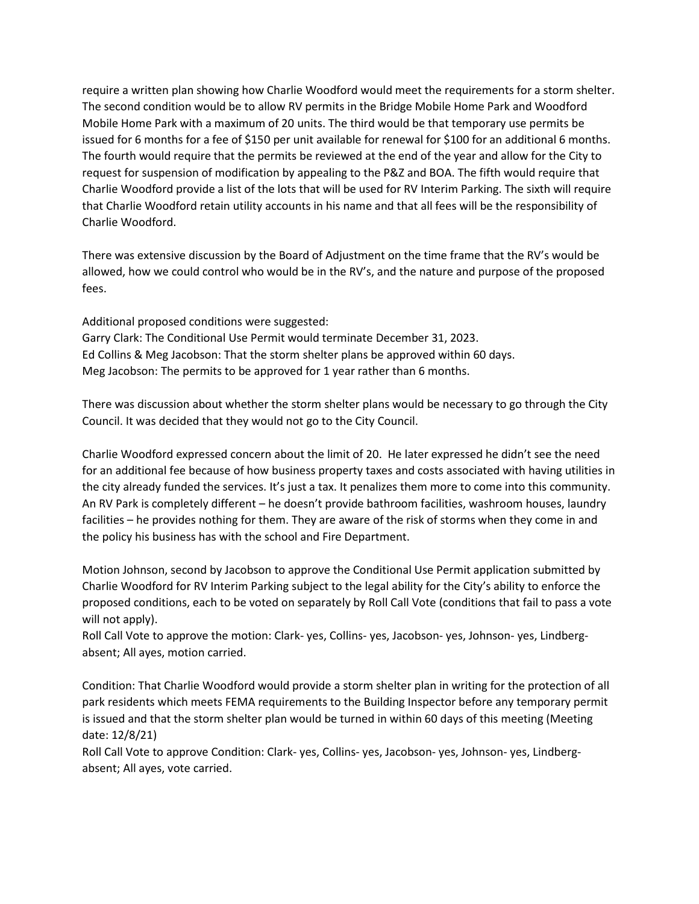require a written plan showing how Charlie Woodford would meet the requirements for a storm shelter. The second condition would be to allow RV permits in the Bridge Mobile Home Park and Woodford Mobile Home Park with a maximum of 20 units. The third would be that temporary use permits be issued for 6 months for a fee of $150 per unit available for renewal for $100 for an additional 6 months. The fourth would require that the permits be reviewed at the end of the year and allow for the City to request for suspension of modification by appealing to the P&Z and BOA. The fifth would require that Charlie Woodford provide a list of the lots that will be used for RV Interim Parking. The sixth will require that Charlie Woodford retain utility accounts in his name and that all fees will be the responsibility of Charlie Woodford.

There was extensive discussion by the Board of Adjustment on the time frame that the RV's would be allowed, how we could control who would be in the RV's, and the nature and purpose of the proposed fees.

Additional proposed conditions were suggested:
Garry Clark: The Conditional Use Permit would terminate December 31, 2023.
Ed Collins & Meg Jacobson: That the storm shelter plans be approved within 60 days.
Meg Jacobson: The permits to be approved for 1 year rather than 6 months.

There was discussion about whether the storm shelter plans would be necessary to go through the City Council. It was decided that they would not go to the City Council.

Charlie Woodford expressed concern about the limit of 20. He later expressed he didn't see the need for an additional fee because of how business property taxes and costs associated with having utilities in the city already funded the services. It's just a tax. It penalizes them more to come into this community. An RV Park is completely different – he doesn't provide bathroom facilities, washroom houses, laundry facilities – he provides nothing for them. They are aware of the risk of storms when they come in and the policy his business has with the school and Fire Department.

Motion Johnson, second by Jacobson to approve the Conditional Use Permit application submitted by Charlie Woodford for RV Interim Parking subject to the legal ability for the City's ability to enforce the proposed conditions, each to be voted on separately by Roll Call Vote (conditions that fail to pass a vote will not apply).
Roll Call Vote to approve the motion: Clark- yes, Collins- yes, Jacobson- yes, Johnson- yes, Lindberg- absent; All ayes, motion carried.

Condition: That Charlie Woodford would provide a storm shelter plan in writing for the protection of all park residents which meets FEMA requirements to the Building Inspector before any temporary permit is issued and that the storm shelter plan would be turned in within 60 days of this meeting (Meeting date: 12/8/21)
Roll Call Vote to approve Condition: Clark- yes, Collins- yes, Jacobson- yes, Johnson- yes, Lindberg- absent; All ayes, vote carried.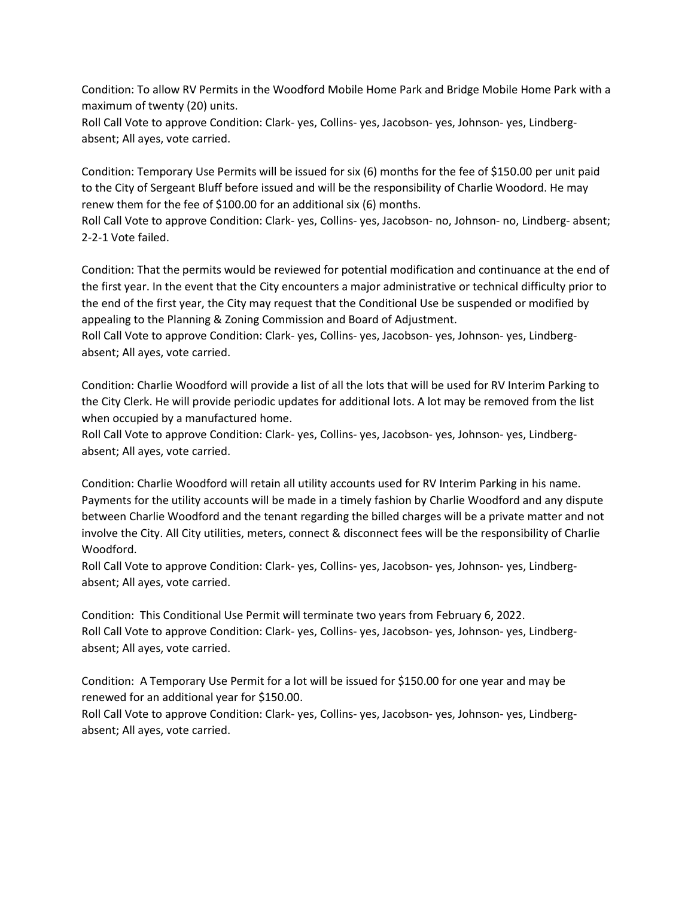Condition: To allow RV Permits in the Woodford Mobile Home Park and Bridge Mobile Home Park with a maximum of twenty (20) units.
Roll Call Vote to approve Condition: Clark- yes, Collins- yes, Jacobson- yes, Johnson- yes, Lindberg- absent; All ayes, vote carried.

Condition: Temporary Use Permits will be issued for six (6) months for the fee of $150.00 per unit paid to the City of Sergeant Bluff before issued and will be the responsibility of Charlie Woodord. He may renew them for the fee of $100.00 for an additional six (6) months.
Roll Call Vote to approve Condition: Clark- yes, Collins- yes, Jacobson- no, Johnson- no, Lindberg- absent; 2-2-1 Vote failed.

Condition: That the permits would be reviewed for potential modification and continuance at the end of the first year. In the event that the City encounters a major administrative or technical difficulty prior to the end of the first year, the City may request that the Conditional Use be suspended or modified by appealing to the Planning & Zoning Commission and Board of Adjustment.
Roll Call Vote to approve Condition: Clark- yes, Collins- yes, Jacobson- yes, Johnson- yes, Lindberg- absent; All ayes, vote carried.

Condition: Charlie Woodford will provide a list of all the lots that will be used for RV Interim Parking to the City Clerk. He will provide periodic updates for additional lots. A lot may be removed from the list when occupied by a manufactured home.
Roll Call Vote to approve Condition: Clark- yes, Collins- yes, Jacobson- yes, Johnson- yes, Lindberg- absent; All ayes, vote carried.

Condition: Charlie Woodford will retain all utility accounts used for RV Interim Parking in his name. Payments for the utility accounts will be made in a timely fashion by Charlie Woodford and any dispute between Charlie Woodford and the tenant regarding the billed charges will be a private matter and not involve the City. All City utilities, meters, connect & disconnect fees will be the responsibility of Charlie Woodford.
Roll Call Vote to approve Condition: Clark- yes, Collins- yes, Jacobson- yes, Johnson- yes, Lindberg- absent; All ayes, vote carried.

Condition: This Conditional Use Permit will terminate two years from February 6, 2022.
Roll Call Vote to approve Condition: Clark- yes, Collins- yes, Jacobson- yes, Johnson- yes, Lindberg- absent; All ayes, vote carried.

Condition: A Temporary Use Permit for a lot will be issued for $150.00 for one year and may be renewed for an additional year for $150.00.
Roll Call Vote to approve Condition: Clark- yes, Collins- yes, Jacobson- yes, Johnson- yes, Lindberg- absent; All ayes, vote carried.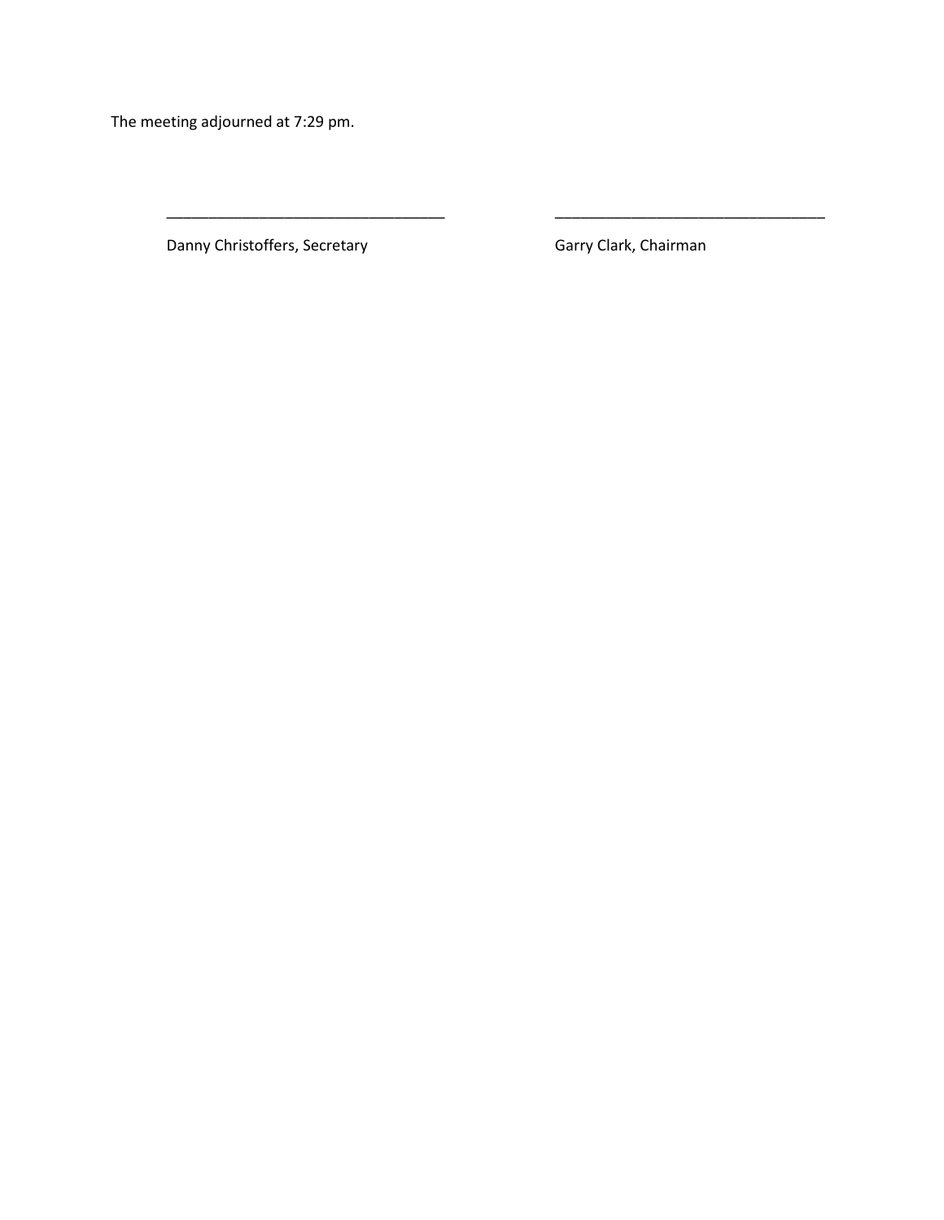The meeting adjourned at 7:29 pm.

\_\_\_\_\_\_\_\_\_\_\_\_\_\_\_\_\_\_\_\_\_\_\_\_\_\_\_\_\_\_\_\_\_\_ \_\_\_\_\_\_\_\_\_\_\_\_\_\_\_\_\_\_\_\_\_\_\_\_\_\_\_\_\_\_\_\_\_\_

Danny Christoffers, Secretary Garry Clark, Chairman